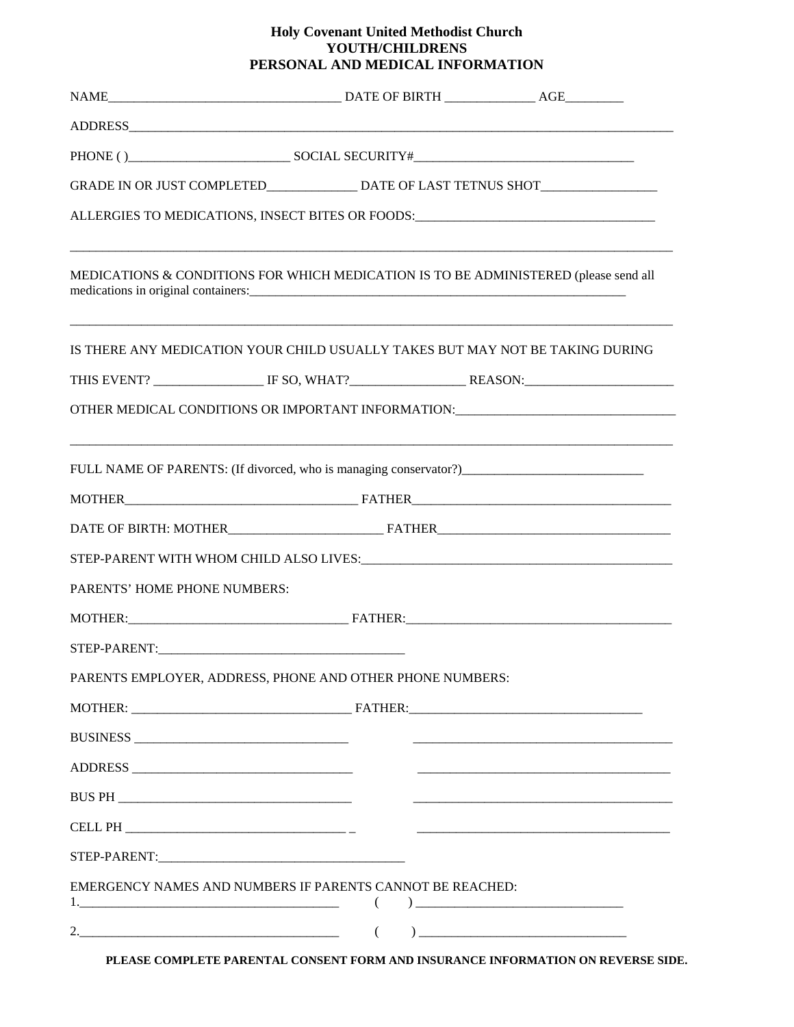# Holy Covenant United Methodist Church
## YOUTH/CHILDRENS
## PERSONAL AND MEDICAL INFORMATION

NAME___________________________________ DATE OF BIRTH ______________ AGE_________

ADDRESS___________________________________________________________________________________________

PHONE ( )_________________________ SOCIAL SECURITY#__________________________________

GRADE IN OR JUST COMPLETED______________ DATE OF LAST TETNUS SHOT__________________

ALLERGIES TO MEDICATIONS, INSECT BITES OR FOODS:_____________________________________

___________________________________________________________________________________________

MEDICATIONS & CONDITIONS FOR WHICH MEDICATION IS TO BE ADMINISTERED (please send all medications in original containers:_______________________________________________________________

___________________________________________________________________________________________

IS THERE ANY MEDICATION YOUR CHILD USUALLY TAKES BUT MAY NOT BE TAKING DURING

THIS EVENT? _________________ IF SO, WHAT?__________________ REASON:_______________________

OTHER MEDICAL CONDITIONS OR IMPORTANT INFORMATION:__________________________________

___________________________________________________________________________________________

FULL NAME OF PARENTS: (If divorced, who is managing conservator?)_____________________________

MOTHER____________________________________ FATHER_________________________________________

DATE OF BIRTH: MOTHER________________________ FATHER____________________________________

STEP-PARENT WITH WHOM CHILD ALSO LIVES:_________________________________________________

PARENTS' HOME PHONE NUMBERS:

MOTHER:__________________________________ FATHER:__________________________________________

STEP-PARENT:______________________________________

PARENTS EMPLOYER, ADDRESS, PHONE AND OTHER PHONE NUMBERS:

MOTHER: __________________________________ FATHER:____________________________________

BUSINESS _________________________________ _________________________________________

ADDRESS __________________________________ ________________________________________

BUS PH ____________________________________ _________________________________________

CELL PH ___________________________________ _ ________________________________________

STEP-PARENT:______________________________________

EMERGENCY NAMES AND NUMBERS IF PARENTS CANNOT BE REACHED:

1.________________________________________ ( ) ________________________________

2.________________________________________ ( ) ________________________________

**PLEASE COMPLETE PARENTAL CONSENT FORM AND INSURANCE INFORMATION ON REVERSE SIDE.**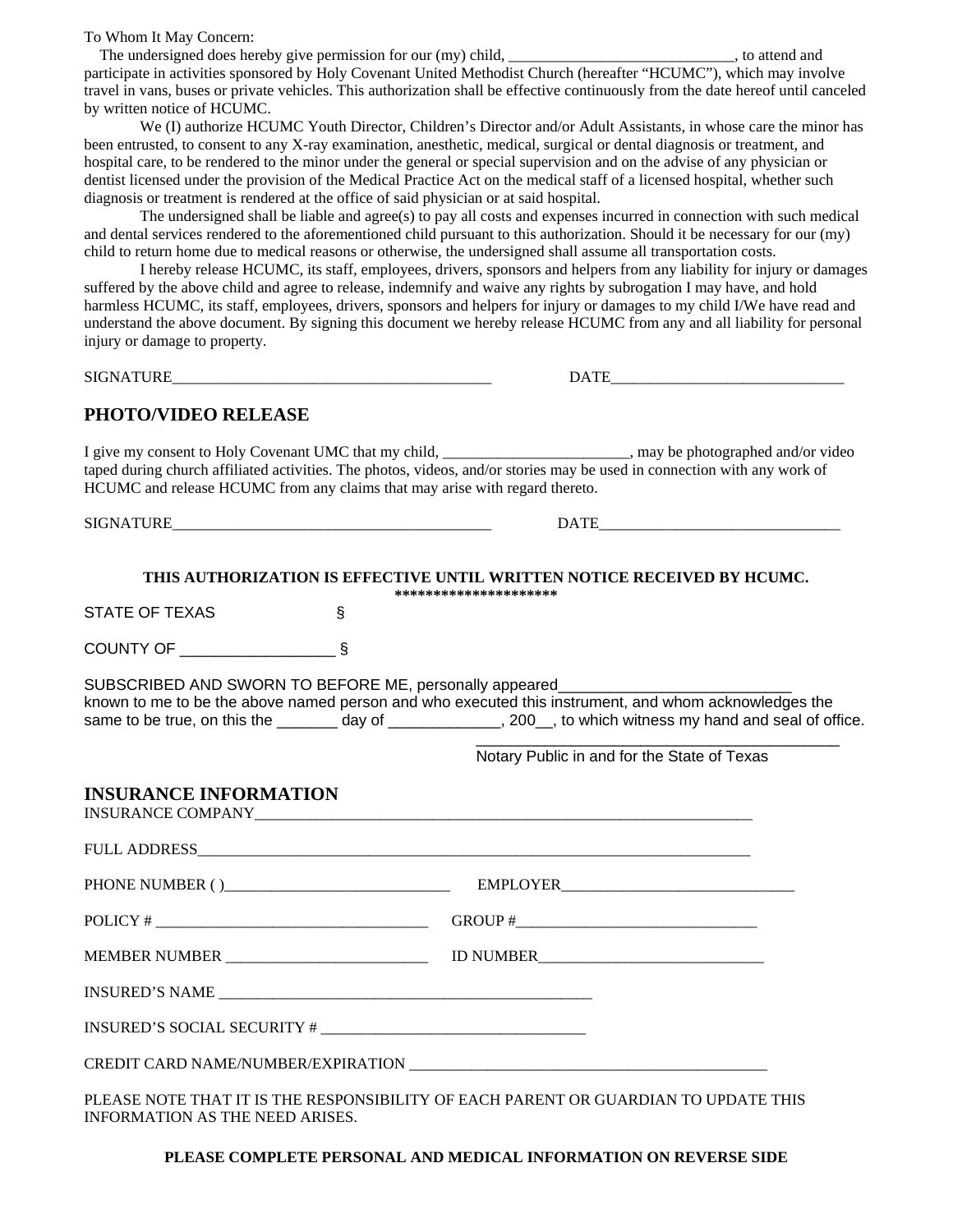To Whom It May Concern:

The undersigned does hereby give permission for our (my) child, ______________________________, to attend and participate in activities sponsored by Holy Covenant United Methodist Church (hereafter "HCUMC"), which may involve travel in vans, buses or private vehicles. This authorization shall be effective continuously from the date hereof until canceled by written notice of HCUMC.

We (I) authorize HCUMC Youth Director, Children's Director and/or Adult Assistants, in whose care the minor has been entrusted, to consent to any X-ray examination, anesthetic, medical, surgical or dental diagnosis or treatment, and hospital care, to be rendered to the minor under the general or special supervision and on the advise of any physician or dentist licensed under the provision of the Medical Practice Act on the medical staff of a licensed hospital, whether such diagnosis or treatment is rendered at the office of said physician or at said hospital.

The undersigned shall be liable and agree(s) to pay all costs and expenses incurred in connection with such medical and dental services rendered to the aforementioned child pursuant to this authorization. Should it be necessary for our (my) child to return home due to medical reasons or otherwise, the undersigned shall assume all transportation costs.

I hereby release HCUMC, its staff, employees, drivers, sponsors and helpers from any liability for injury or damages suffered by the above child and agree to release, indemnify and waive any rights by subrogation I may have, and hold harmless HCUMC, its staff, employees, drivers, sponsors and helpers for injury or damages to my child I/We have read and understand the above document. By signing this document we hereby release HCUMC from any and all liability for personal injury or damage to property.

SIGNATURE_________________________________________ DATE______________________________

## PHOTO/VIDEO RELEASE

I give my consent to Holy Covenant UMC that my child, ________________________, may be photographed and/or video taped during church affiliated activities. The photos, videos, and/or stories may be used in connection with any work of HCUMC and release HCUMC from any claims that may arise with regard thereto.

SIGNATURE_________________________________________ DATE_______________________________

**THIS AUTHORIZATION IS EFFECTIVE UNTIL WRITTEN NOTICE RECEIVED BY HCUMC.**
**********************

STATE OF TEXAS §

COUNTY OF __________________ §

SUBSCRIBED AND SWORN TO BEFORE ME, personally appeared___________________________ known to me to be the above named person and who executed this instrument, and whom acknowledges the same to be true, on this the _______ day of _____________, 200__, to which witness my hand and seal of office.

__________________________________________
Notary Public in and for the State of Texas

## INSURANCE INFORMATION

INSURANCE COMPANY_________________________________________________________________

FULL ADDRESS_______________________________________________________________________

PHONE NUMBER ( )_____________________________ EMPLOYER______________________________

POLICY # ___________________________________ GROUP #_______________________________

MEMBER NUMBER __________________________ ID NUMBER_____________________________

INSURED'S NAME __________________________________________________

INSURED'S SOCIAL SECURITY # _________________________________

CREDIT CARD NAME/NUMBER/EXPIRATION ______________________________________________

PLEASE NOTE THAT IT IS THE RESPONSIBILITY OF EACH PARENT OR GUARDIAN TO UPDATE THIS INFORMATION AS THE NEED ARISES.

**PLEASE COMPLETE PERSONAL AND MEDICAL INFORMATION ON REVERSE SIDE**